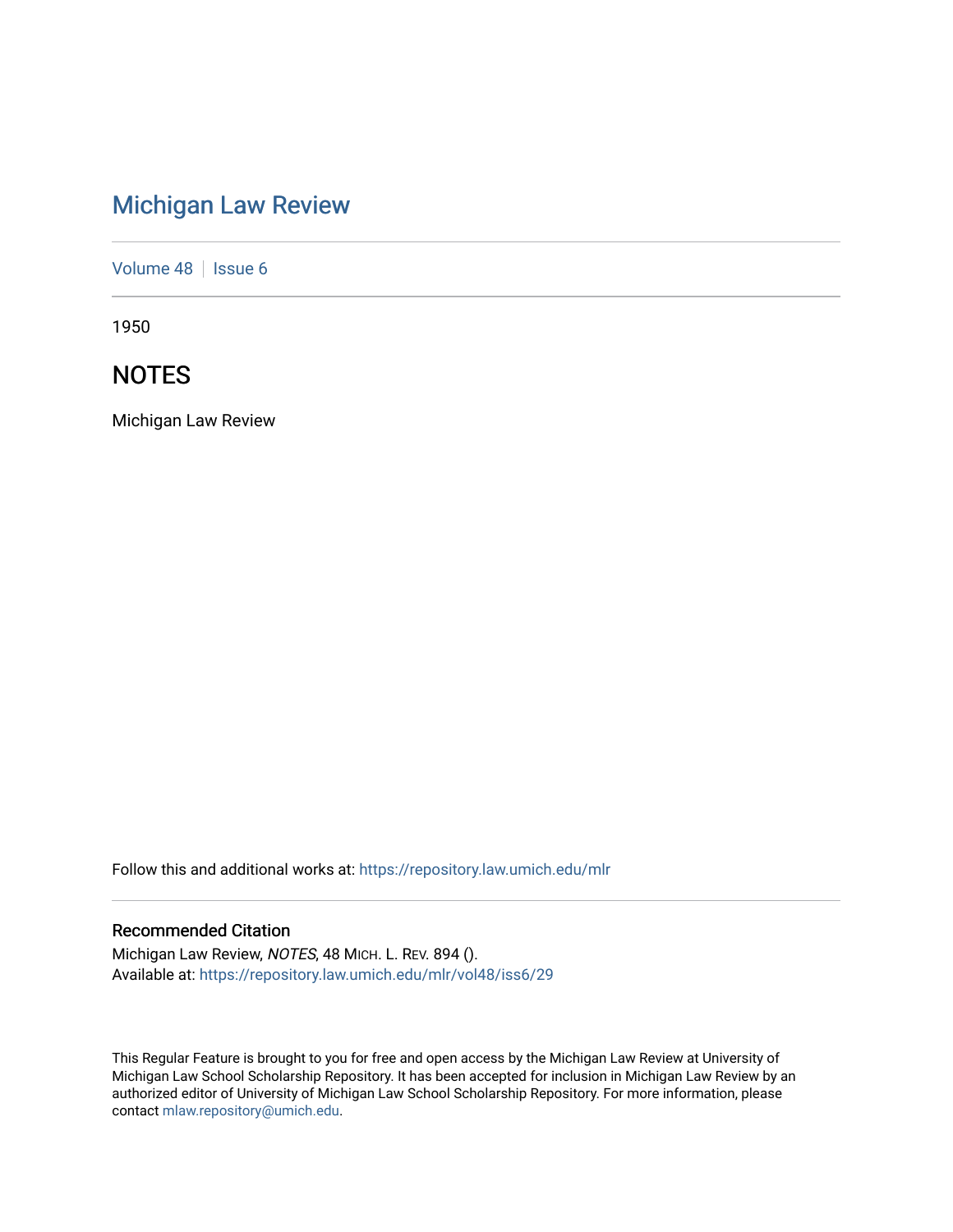# Michigan Law Review

Volume 48 | Issue 6

1950

## NOTES

Michigan Law Review

Follow this and additional works at: https://repository.law.umich.edu/mlr

### Recommended Citation

Michigan Law Review, *NOTES*, 48 MICH. L. REV. 894 ().
Available at: https://repository.law.umich.edu/mlr/vol48/iss6/29

This Regular Feature is brought to you for free and open access by the Michigan Law Review at University of Michigan Law School Scholarship Repository. It has been accepted for inclusion in Michigan Law Review by an authorized editor of University of Michigan Law School Scholarship Repository. For more information, please contact mlaw.repository@umich.edu.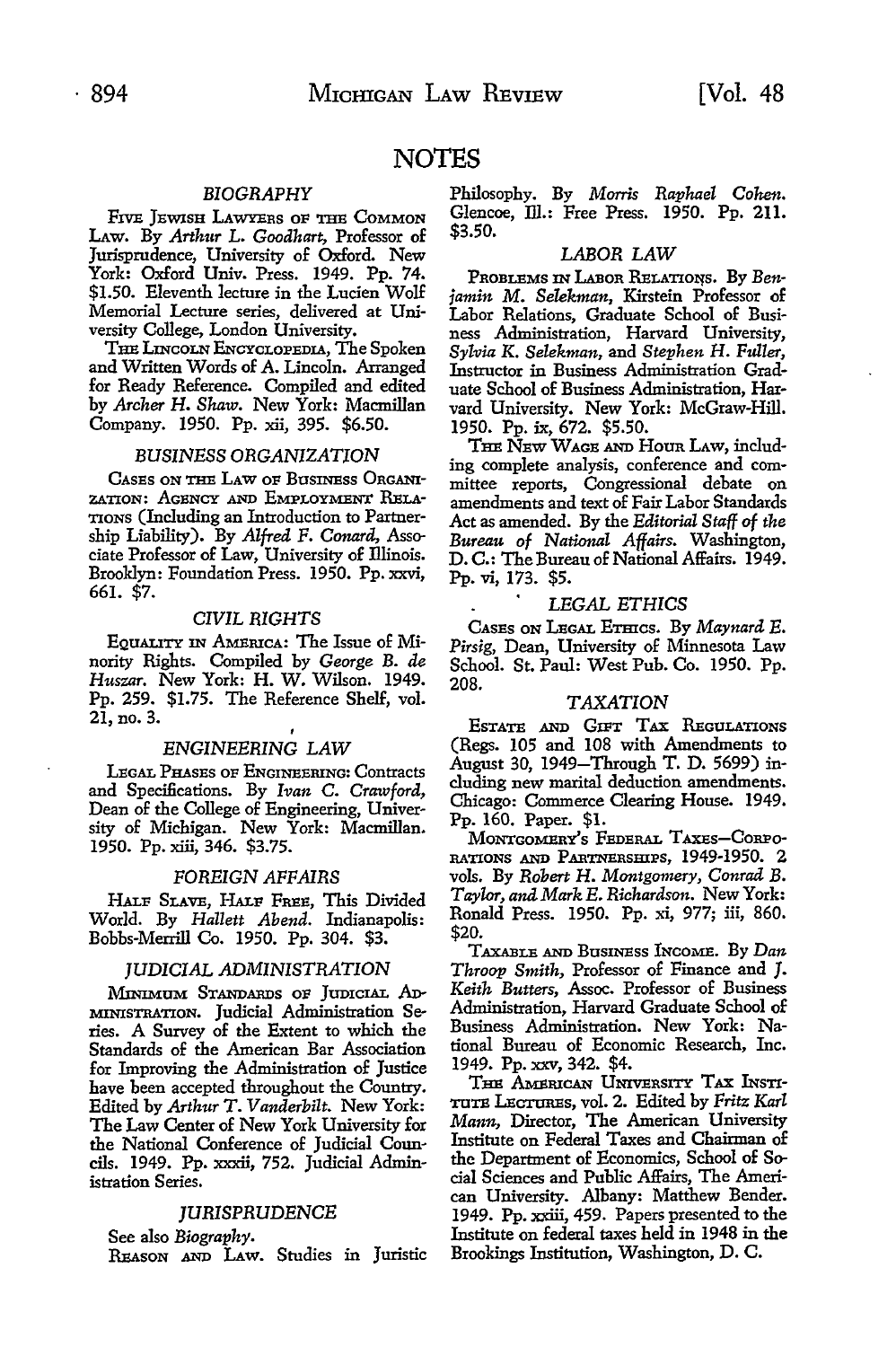# NOTES

### *BIOGRAPHY*

FIVE JEWISH LAWYERS OF THE COMMON LAW. By *Arthur L. Goodhart,* Professor of Jurisprudence, University of Oxford. New York: Oxford Univ. Press. 1949. Pp. 74. $1.50. Eleventh lecture in the Lucien Wolf Memorial Lecture series, delivered at University College, London University.

THE LINCOLN ENCYCLOPEDIA, The Spoken and Written Words of A. Lincoln. Arranged for Ready Reference. Compiled and edited by *Archer H. Shaw.* New York: Macmillan Company. 1950. Pp. xii, 395. $6.50.

### *BUSINESS ORGANIZATION*

CASES ON THE LAW OF BUSINESS ORGANIZATION: AGENCY AND EMPLOYMENT RELATIONS (Including an Introduction to Partnership Liability). By *Alfred F. Conard,* Associate Professor of Law, University of Illinois. Brooklyn: Foundation Press. 1950. Pp. xxvi, 661. $7.

### *CIVIL RIGHTS*

EQUALITY IN AMERICA: The Issue of Minority Rights. Compiled by *George B. de Huszar.* New York: H. W. Wilson. 1949. Pp. 259. $1.75. The Reference Shelf, vol. 21, no. 3.

### *ENGINEERING LAW*

LEGAL PHASES OF ENGINEERING: Contracts and Specifications. By *Ivan C. Crawford,* Dean of the College of Engineering, University of Michigan. New York: Macmillan. 1950. Pp. xiii, 346. $3.75.

### *FOREIGN AFFAIRS*

HALF SLAVE, HALF FREE, This Divided World. By *Hallett Abend.* Indianapolis: Bobbs-Merrill Co. 1950. Pp. 304. $3.

### *JUDICIAL ADMINISTRATION*

MINIMUM STANDARDS OF JUDICIAL ADMINISTRATION. Judicial Administration Series. A Survey of the Extent to which the Standards of the American Bar Association for Improving the Administration of Justice have been accepted throughout the Country. Edited by *Arthur T. Vanderbilt.* New York: The Law Center of New York University for the National Conference of Judicial Councils. 1949. Pp. xxxii, 752. Judicial Administration Series.

### *JURISPRUDENCE*

See also *Biography.*

REASON AND LAW. Studies in Juristic Philosophy. By *Morris Raphael Cohen.* Glencoe, Ill.: Free Press. 1950. Pp. 211. $3.50.

### *LABOR LAW*

PROBLEMS IN LABOR RELATIONS. By *Benjamin M. Selekman,* Kirstein Professor of Labor Relations, Graduate School of Business Administration, Harvard University, *Sylvia K. Selekman,* and *Stephen H. Fuller,* Instructor in Business Administration Graduate School of Business Administration, Harvard University. New York: McGraw-Hill. 1950. Pp. ix, 672. $5.50.

THE NEW WAGE AND HOUR LAW, including complete analysis, conference and committee reports, Congressional debate on amendments and text of Fair Labor Standards Act as amended. By the *Editorial Staff of the Bureau of National Affairs.* Washington, D. C.: The Bureau of National Affairs. 1949. Pp. vi, 173. $5.

### *LEGAL ETHICS*

CASES ON LEGAL ETHICS. By *Maynard E. Pirsig,* Dean, University of Minnesota Law School. St. Paul: West Pub. Co. 1950. Pp. 208.

### *TAXATION*

ESTATE AND GIFT TAX REGULATIONS (Regs. 105 and 108 with Amendments to August 30, 1949—Through T. D. 5699) including new marital deduction amendments. Chicago: Commerce Clearing House. 1949. Pp. 160. Paper. $1.

MONTGOMERY'S FEDERAL TAXES—CORPORATIONS AND PARTNERSHIPS, 1949-1950. 2 vols. By *Robert H. Montgomery, Conrad B. Taylor, and Mark E. Richardson.* New York: Ronald Press. 1950. Pp. xi, 977; iii, 860. $20.

TAXABLE AND BUSINESS INCOME. By *Dan Throop Smith,* Professor of Finance and *J. Keith Butters,* Assoc. Professor of Business Administration, Harvard Graduate School of Business Administration. New York: National Bureau of Economic Research, Inc. 1949. Pp. xxv, 342. $4.

THE AMERICAN UNIVERSITY TAX INSTITUTE LECTURES, vol. 2. Edited by *Fritz Karl Mann,* Director, The American University Institute on Federal Taxes and Chairman of the Department of Economics, School of Social Sciences and Public Affairs, The American University. Albany: Matthew Bender. 1949. Pp. xxiii, 459. Papers presented to the Institute on federal taxes held in 1948 in the Brookings Institution, Washington, D. C.